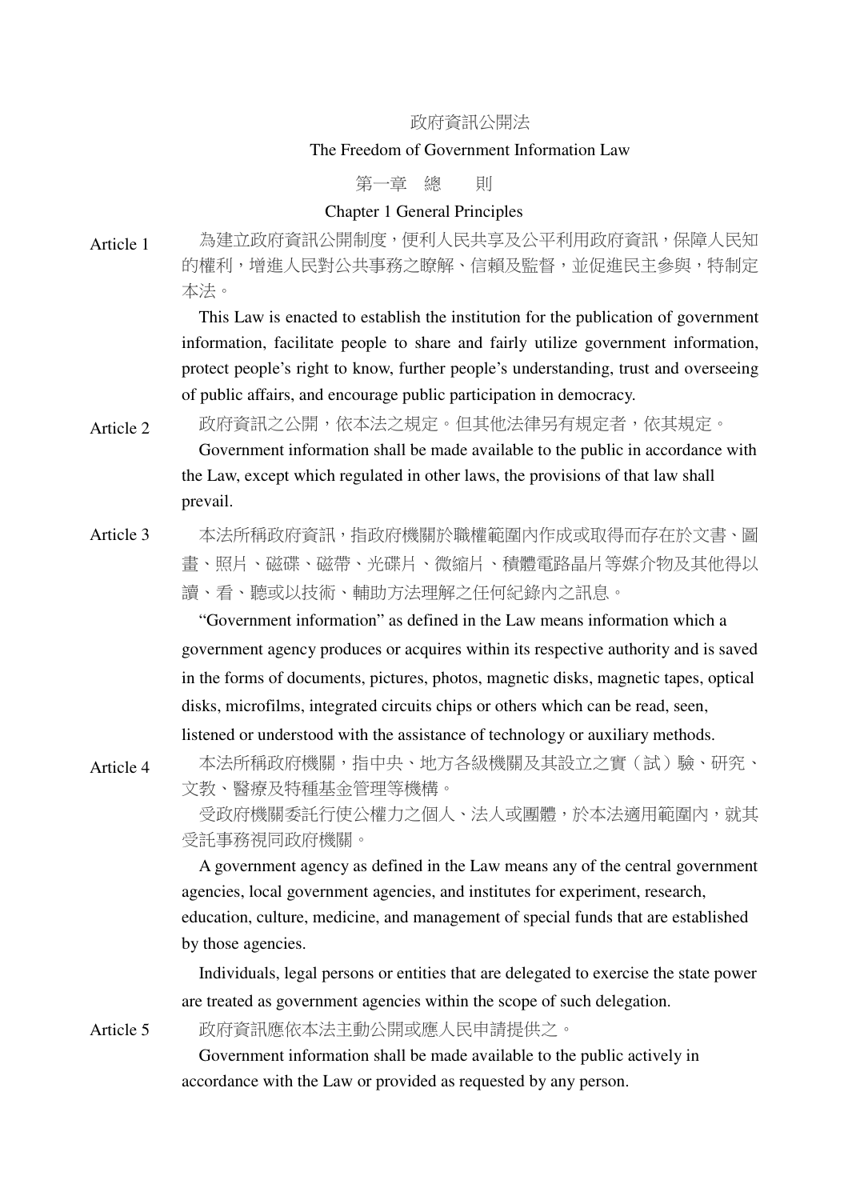# 政府資訊公開法

# The Freedom of Government Information Law

## 第一章　總　　則

## Chapter 1 General Principles

Article 1

為建立政府資訊公開制度，便利人民共享及公平利用政府資訊，保障人民知的權利，增進人民對公共事務之瞭解、信賴及監督，並促進民主參與，特制定本法。

This Law is enacted to establish the institution for the publication of government information, facilitate people to share and fairly utilize government information, protect people's right to know, further people's understanding, trust and overseeing of public affairs, and encourage public participation in democracy.

Article 2

政府資訊之公開，依本法之規定。但其他法律另有規定者，依其規定。

Government information shall be made available to the public in accordance with the Law, except which regulated in other laws, the provisions of that law shall prevail.

Article 3

本法所稱政府資訊，指政府機關於職權範圍內作成或取得而存在於文書、圖畫、照片、磁碟、磁帶、光碟片、微縮片、積體電路晶片等媒介物及其他得以讀、看、聽或以技術、輔助方法理解之任何紀錄內之訊息。

"Government information" as defined in the Law means information which a government agency produces or acquires within its respective authority and is saved in the forms of documents, pictures, photos, magnetic disks, magnetic tapes, optical disks, microfilms, integrated circuits chips or others which can be read, seen, listened or understood with the assistance of technology or auxiliary methods.

Article 4

本法所稱政府機關，指中央、地方各級機關及其設立之實（試）驗、研究、文教、醫療及特種基金管理等機構。

受政府機關委託行使公權力之個人、法人或團體，於本法適用範圍內，就其受託事務視同政府機關。

A government agency as defined in the Law means any of the central government agencies, local government agencies, and institutes for experiment, research, education, culture, medicine, and management of special funds that are established by those agencies.

Individuals, legal persons or entities that are delegated to exercise the state power are treated as government agencies within the scope of such delegation.

Article 5

政府資訊應依本法主動公開或應人民申請提供之。

Government information shall be made available to the public actively in accordance with the Law or provided as requested by any person.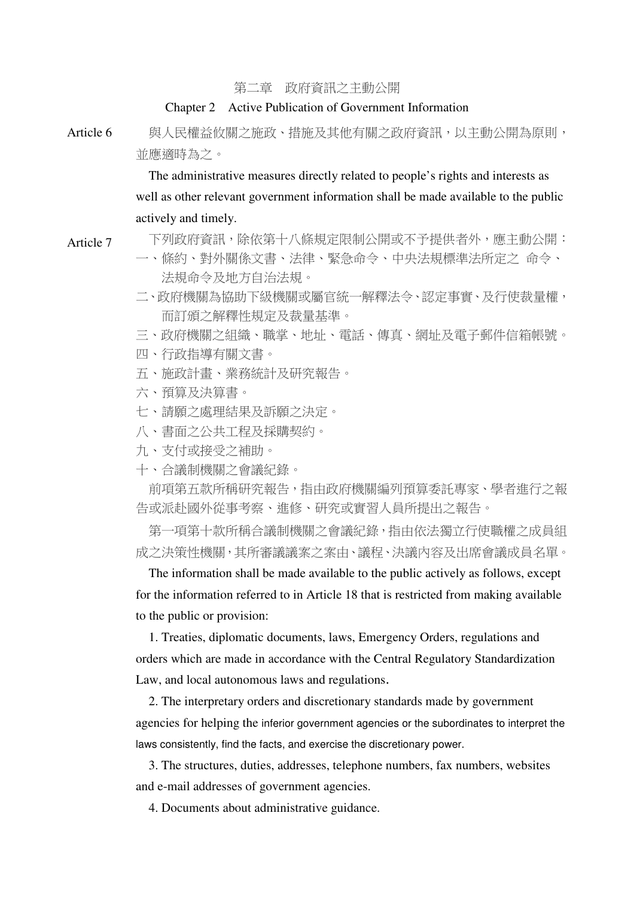## 第二章　政府資訊之主動公開

## Chapter 2　Active Publication of Government Information

Article 6　與人民權益攸關之施政、措施及其他有關之政府資訊，以主動公開為原則，並應適時為之。

The administrative measures directly related to people's rights and interests as well as other relevant government information shall be made available to the public actively and timely.

Article 7　下列政府資訊，除依第十八條規定限制公開或不予提供者外，應主動公開：

一、條約、對外關係文書、法律、緊急命令、中央法規標準法所定之　命令、法規命令及地方自治法規。

二、政府機關為協助下級機關或屬官統一解釋法令、認定事實、及行使裁量權，而訂頒之解釋性規定及裁量基準。

三、政府機關之組織、職掌、地址、電話、傳真、網址及電子郵件信箱帳號。

四、行政指導有關文書。

五、施政計畫、業務統計及研究報告。

六、預算及決算書。

七、請願之處理結果及訴願之決定。

八、書面之公共工程及採購契約。

九、支付或接受之補助。

十、合議制機關之會議紀錄。

前項第五款所稱研究報告，指由政府機關編列預算委託專家、學者進行之報告或派赴國外從事考察、進修、研究或實習人員所提出之報告。

第一項第十款所稱合議制機關之會議紀錄，指由依法獨立行使職權之成員組成之決策性機關，其所審議議案之案由、議程、決議內容及出席會議成員名單。

The information shall be made available to the public actively as follows, except for the information referred to in Article 18 that is restricted from making available to the public or provision:

1. Treaties, diplomatic documents, laws, Emergency Orders, regulations and orders which are made in accordance with the Central Regulatory Standardization Law, and local autonomous laws and regulations.

2. The interpretary orders and discretionary standards made by government agencies for helping the inferior government agencies or the subordinates to interpret the laws consistently, find the facts, and exercise the discretionary power.

3. The structures, duties, addresses, telephone numbers, fax numbers, websites and e-mail addresses of government agencies.

4. Documents about administrative guidance.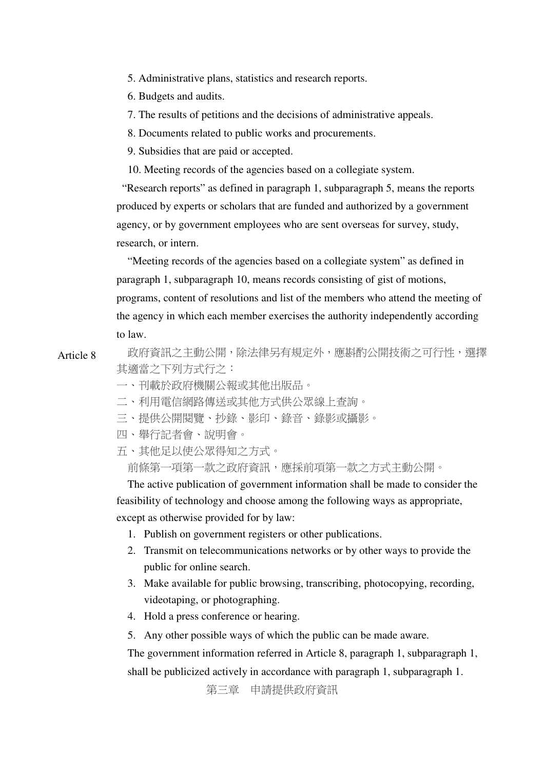5. Administrative plans, statistics and research reports.

6. Budgets and audits.

7. The results of petitions and the decisions of administrative appeals.

8. Documents related to public works and procurements.

9. Subsidies that are paid or accepted.

10. Meeting records of the agencies based on a collegiate system.

"Research reports" as defined in paragraph 1, subparagraph 5, means the reports produced by experts or scholars that are funded and authorized by a government agency, or by government employees who are sent overseas for survey, study, research, or intern.

"Meeting records of the agencies based on a collegiate system" as defined in paragraph 1, subparagraph 10, means records consisting of gist of motions, programs, content of resolutions and list of the members who attend the meeting of the agency in which each member exercises the authority independently according to law.

Article 8

政府資訊之主動公開，除法律另有規定外，應斟酌公開技術之可行性，選擇其適當之下列方式行之：

一、刊載於政府機關公報或其他出版品。

二、利用電信網路傳送或其他方式供公眾線上查詢。

三、提供公開閱覽、抄錄、影印、錄音、錄影或攝影。

四、舉行記者會、說明會。

五、其他足以使公眾得知之方式。

前條第一項第一款之政府資訊，應採前項第一款之方式主動公開。

The active publication of government information shall be made to consider the feasibility of technology and choose among the following ways as appropriate, except as otherwise provided for by law:

1. Publish on government registers or other publications.
2. Transmit on telecommunications networks or by other ways to provide the public for online search.
3. Make available for public browsing, transcribing, photocopying, recording, videotaping, or photographing.
4. Hold a press conference or hearing.
5. Any other possible ways of which the public can be made aware.

The government information referred in Article 8, paragraph 1, subparagraph 1, shall be publicized actively in accordance with paragraph 1, subparagraph 1.

## 第三章　申請提供政府資訊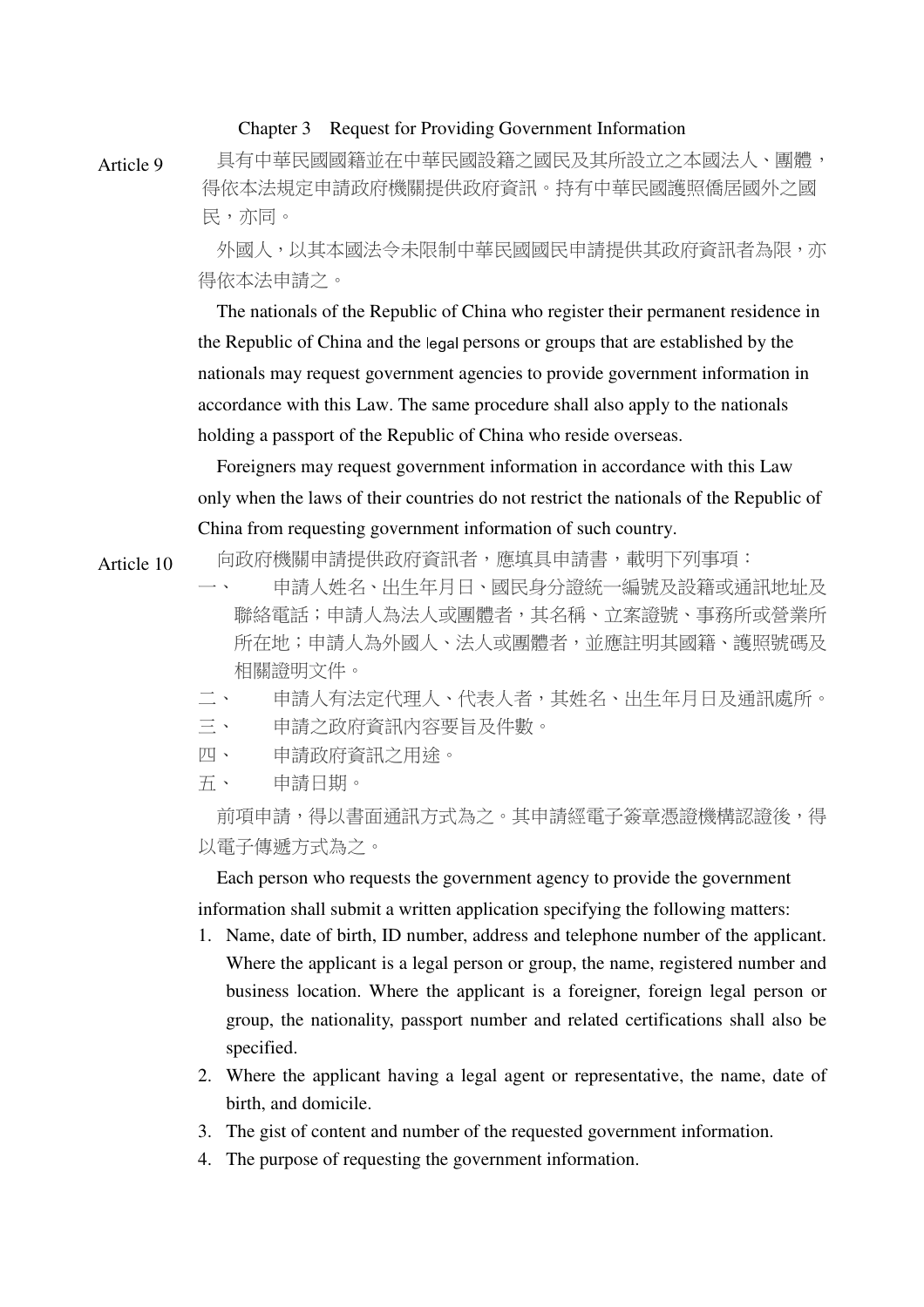## Chapter 3 Request for Providing Government Information

**Article 9**

具有中華民國國籍並在中華民國設籍之國民及其所設立之本國法人、團體，得依本法規定申請政府機關提供政府資訊。持有中華民國護照僑居國外之國民，亦同。

外國人，以其本國法令未限制中華民國國民申請提供其政府資訊者為限，亦得依本法申請之。

The nationals of the Republic of China who register their permanent residence in the Republic of China and the legal persons or groups that are established by the nationals may request government agencies to provide government information in accordance with this Law. The same procedure shall also apply to the nationals holding a passport of the Republic of China who reside overseas.

Foreigners may request government information in accordance with this Law only when the laws of their countries do not restrict the nationals of the Republic of China from requesting government information of such country.

**Article 10**

向政府機關申請提供政府資訊者，應填具申請書，載明下列事項：

一、 申請人姓名、出生年月日、國民身分證統一編號及設籍或通訊地址及聯絡電話；申請人為法人或團體者，其名稱、立案證號、事務所或營業所所在地；申請人為外國人、法人或團體者，並應註明其國籍、護照號碼及相關證明文件。

二、 申請人有法定代理人、代表人者，其姓名、出生年月日及通訊處所。

三、 申請之政府資訊內容要旨及件數。

四、 申請政府資訊之用途。

五、 申請日期。

前項申請，得以書面通訊方式為之。其申請經電子簽章憑證機構認證後，得以電子傳遞方式為之。

Each person who requests the government agency to provide the government information shall submit a written application specifying the following matters:

1. Name, date of birth, ID number, address and telephone number of the applicant. Where the applicant is a legal person or group, the name, registered number and business location. Where the applicant is a foreigner, foreign legal person or group, the nationality, passport number and related certifications shall also be specified.
2. Where the applicant having a legal agent or representative, the name, date of birth, and domicile.
3. The gist of content and number of the requested government information.
4. The purpose of requesting the government information.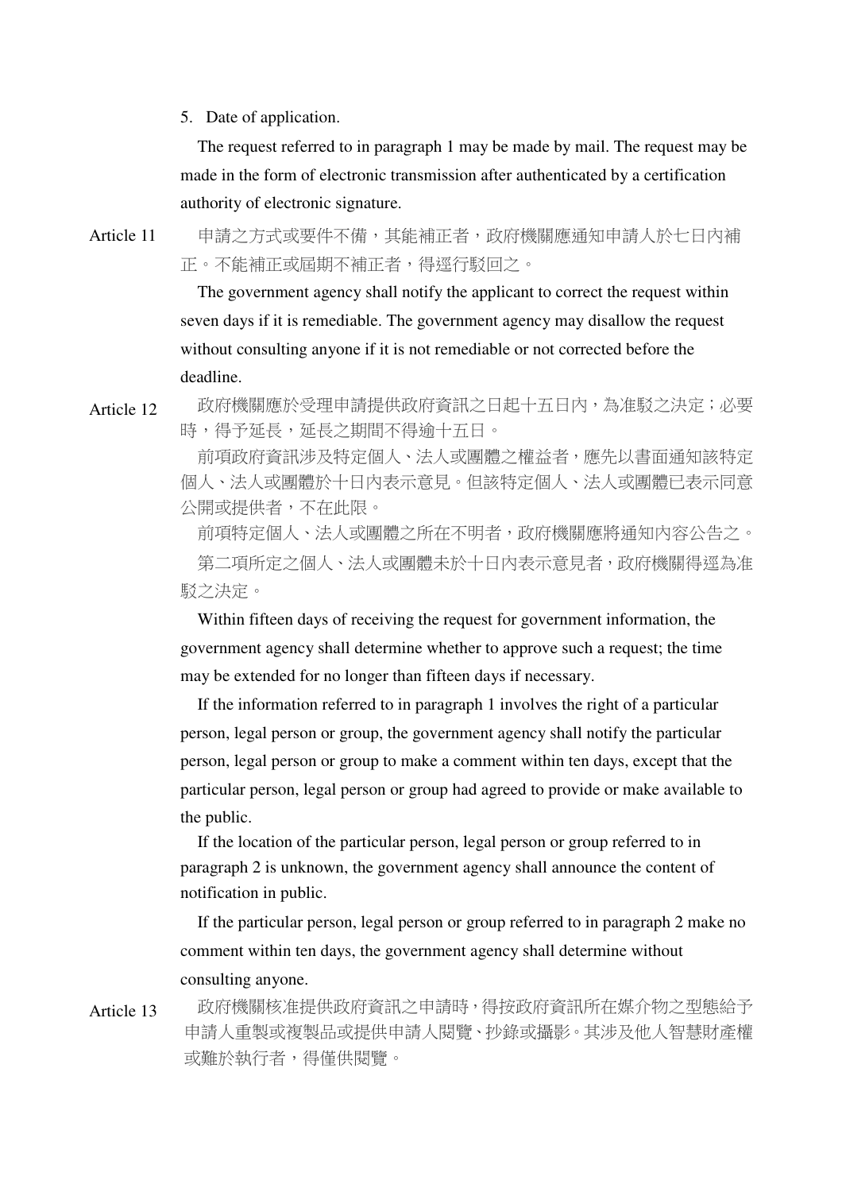5. Date of application.

The request referred to in paragraph 1 may be made by mail. The request may be made in the form of electronic transmission after authenticated by a certification authority of electronic signature.

Article 11

申請之方式或要件不備，其能補正者，政府機關應通知申請人於七日內補正。不能補正或屆期不補正者，得逕行駁回之。

The government agency shall notify the applicant to correct the request within seven days if it is remediable. The government agency may disallow the request without consulting anyone if it is not remediable or not corrected before the deadline.

Article 12

政府機關應於受理申請提供政府資訊之日起十五日內，為准駁之決定；必要時，得予延長，延長之期間不得逾十五日。

前項政府資訊涉及特定個人、法人或團體之權益者，應先以書面通知該特定個人、法人或團體於十日內表示意見。但該特定個人、法人或團體已表示同意公開或提供者，不在此限。

前項特定個人、法人或團體之所在不明者，政府機關應將通知內容公告之。

第二項所定之個人、法人或團體未於十日內表示意見者，政府機關得逕為准駁之決定。

Within fifteen days of receiving the request for government information, the government agency shall determine whether to approve such a request; the time may be extended for no longer than fifteen days if necessary.

If the information referred to in paragraph 1 involves the right of a particular person, legal person or group, the government agency shall notify the particular person, legal person or group to make a comment within ten days, except that the particular person, legal person or group had agreed to provide or make available to the public.

If the location of the particular person, legal person or group referred to in paragraph 2 is unknown, the government agency shall announce the content of notification in public.

If the particular person, legal person or group referred to in paragraph 2 make no comment within ten days, the government agency shall determine without consulting anyone.

Article 13

政府機關核准提供政府資訊之申請時，得按政府資訊所在媒介物之型態給予申請人重製或複製品或提供申請人閱覽、抄錄或攝影。其涉及他人智慧財產權或難於執行者，得僅供閱覽。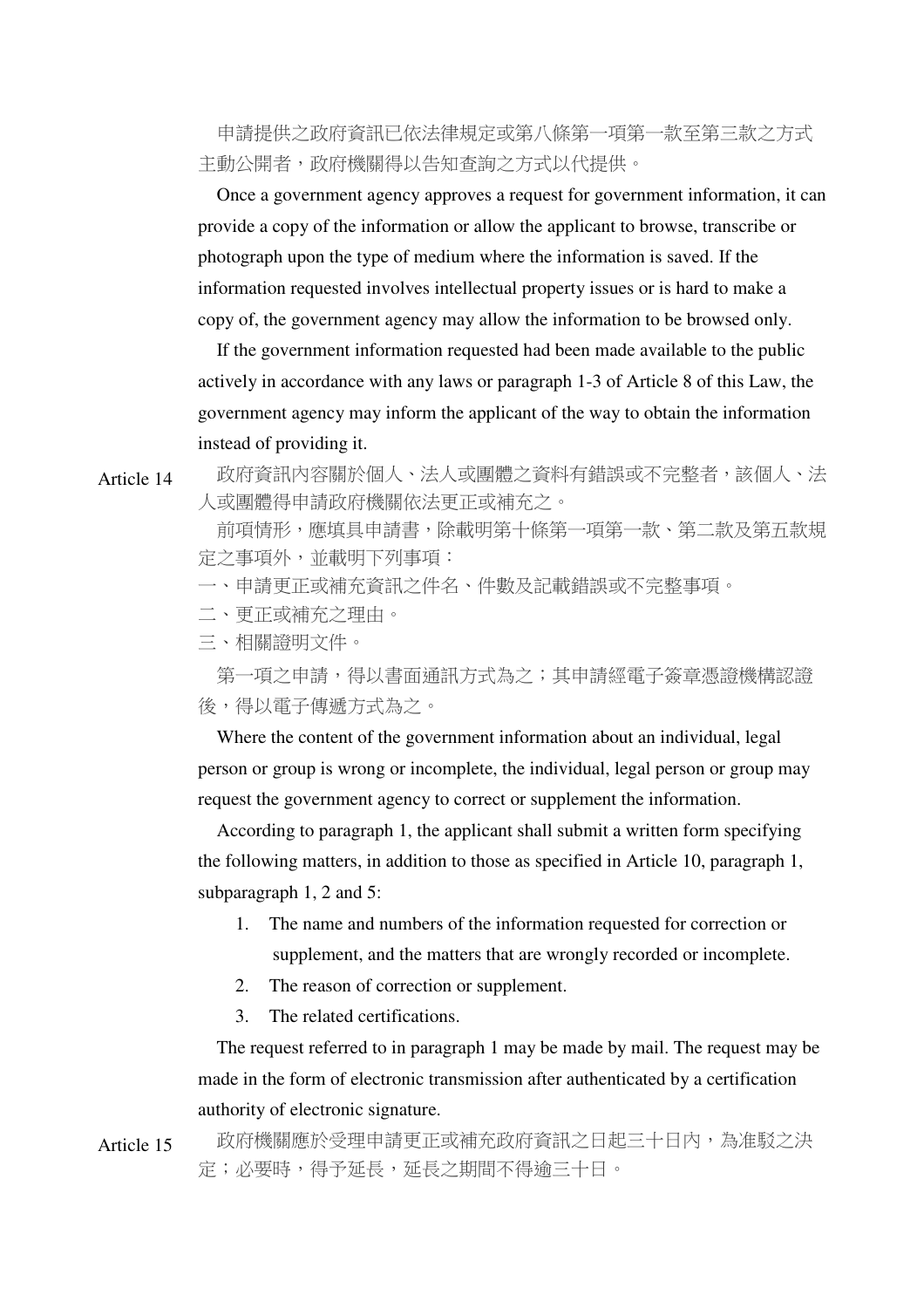申請提供之政府資訊已依法律規定或第八條第一項第一款至第三款之方式主動公開者，政府機關得以告知查詢之方式以代提供。

Once a government agency approves a request for government information, it can provide a copy of the information or allow the applicant to browse, transcribe or photograph upon the type of medium where the information is saved. If the information requested involves intellectual property issues or is hard to make a copy of, the government agency may allow the information to be browsed only.

If the government information requested had been made available to the public actively in accordance with any laws or paragraph 1-3 of Article 8 of this Law, the government agency may inform the applicant of the way to obtain the information instead of providing it.

Article 14

政府資訊內容關於個人、法人或團體之資料有錯誤或不完整者，該個人、法人或團體得申請政府機關依法更正或補充之。

前項情形，應填具申請書，除載明第十條第一項第一款、第二款及第五款規定之事項外，並載明下列事項：

一、申請更正或補充資訊之件名、件數及記載錯誤或不完整事項。

二、更正或補充之理由。

三、相關證明文件。

第一項之申請，得以書面通訊方式為之；其申請經電子簽章憑證機構認證後，得以電子傳遞方式為之。

Where the content of the government information about an individual, legal person or group is wrong or incomplete, the individual, legal person or group may request the government agency to correct or supplement the information.

According to paragraph 1, the applicant shall submit a written form specifying the following matters, in addition to those as specified in Article 10, paragraph 1, subparagraph 1, 2 and 5:

1. The name and numbers of the information requested for correction or supplement, and the matters that are wrongly recorded or incomplete.
2. The reason of correction or supplement.
3. The related certifications.

The request referred to in paragraph 1 may be made by mail. The request may be made in the form of electronic transmission after authenticated by a certification authority of electronic signature.

Article 15

政府機關應於受理申請更正或補充政府資訊之日起三十日內，為准駁之決定；必要時，得予延長，延長之期間不得逾三十日。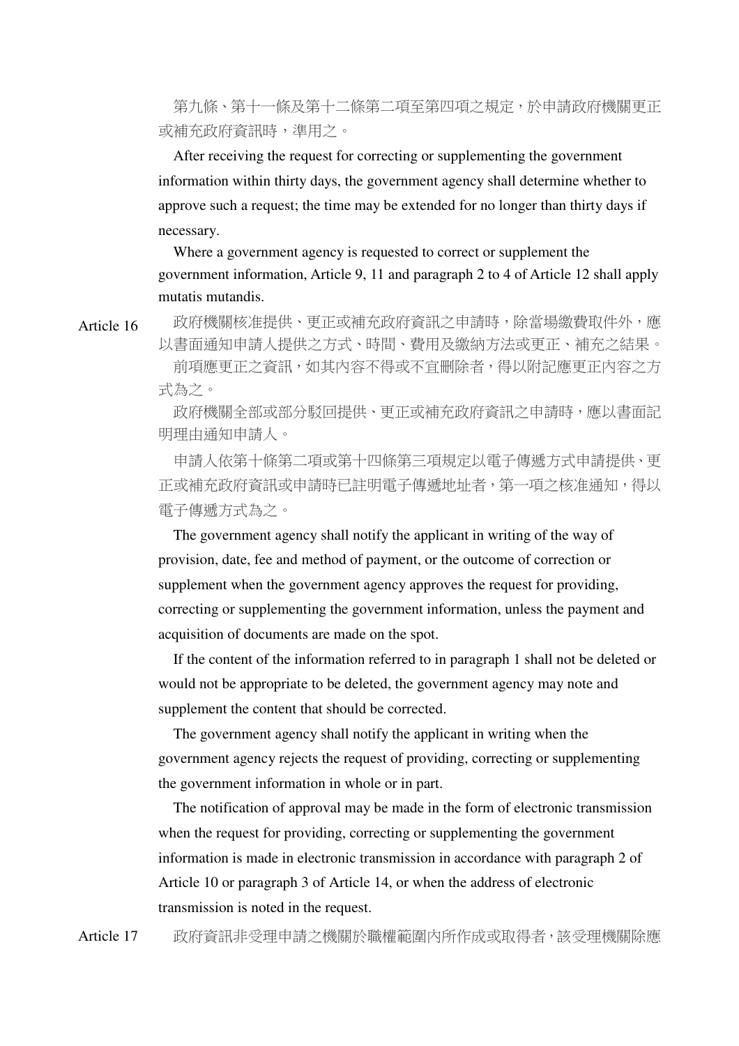第九條、第十一條及第十二條第二項至第四項之規定，於申請政府機關更正或補充政府資訊時，準用之。

After receiving the request for correcting or supplementing the government information within thirty days, the government agency shall determine whether to approve such a request; the time may be extended for no longer than thirty days if necessary.

Where a government agency is requested to correct or supplement the government information, Article 9, 11 and paragraph 2 to 4 of Article 12 shall apply mutatis mutandis.

Article 16 政府機關核准提供、更正或補充政府資訊之申請時，除當場繳費取件外，應以書面通知申請人提供之方式、時間、費用及繳納方法或更正、補充之結果。

前項應更正之資訊，如其內容不得或不宜刪除者，得以附記應更正內容之方式為之。

政府機關全部或部分駁回提供、更正或補充政府資訊之申請時，應以書面記明理由通知申請人。

申請人依第十條第二項或第十四條第三項規定以電子傳遞方式申請提供、更正或補充政府資訊或申請時已註明電子傳遞地址者，第一項之核准通知，得以電子傳遞方式為之。

The government agency shall notify the applicant in writing of the way of provision, date, fee and method of payment, or the outcome of correction or supplement when the government agency approves the request for providing, correcting or supplementing the government information, unless the payment and acquisition of documents are made on the spot.

If the content of the information referred to in paragraph 1 shall not be deleted or would not be appropriate to be deleted, the government agency may note and supplement the content that should be corrected.

The government agency shall notify the applicant in writing when the government agency rejects the request of providing, correcting or supplementing the government information in whole or in part.

The notification of approval may be made in the form of electronic transmission when the request for providing, correcting or supplementing the government information is made in electronic transmission in accordance with paragraph 2 of Article 10 or paragraph 3 of Article 14, or when the address of electronic transmission is noted in the request.

Article 17 政府資訊非受理申請之機關於職權範圍內所作成或取得者，該受理機關除應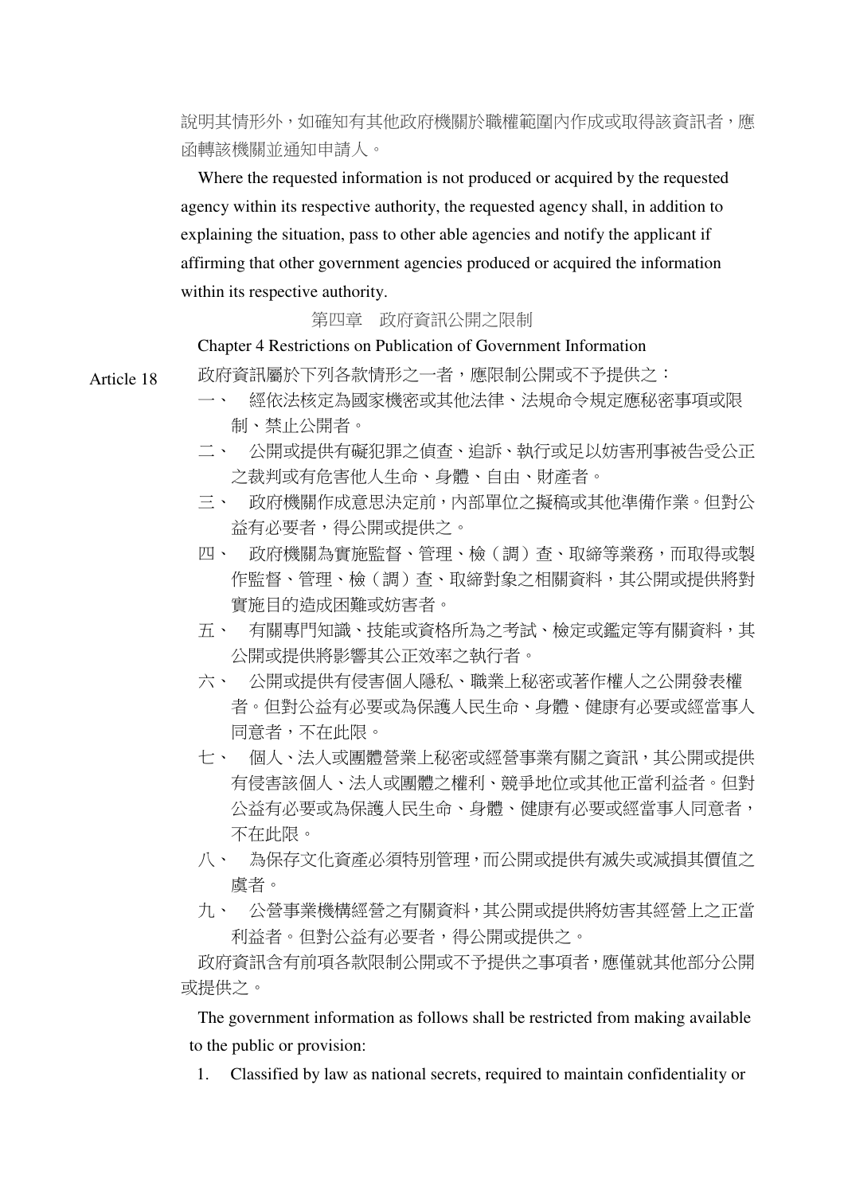說明其情形外，如確知有其他政府機關於職權範圍內作成或取得該資訊者，應函轉該機關並通知申請人。

Where the requested information is not produced or acquired by the requested agency within its respective authority, the requested agency shall, in addition to explaining the situation, pass to other able agencies and notify the applicant if affirming that other government agencies produced or acquired the information within its respective authority.

## 第四章　政府資訊公開之限制

## Chapter 4 Restrictions on Publication of Government Information

Article 18

政府資訊屬於下列各款情形之一者，應限制公開或不予提供之：

一、　經依法核定為國家機密或其他法律、法規命令規定應秘密事項或限制、禁止公開者。

二、　公開或提供有礙犯罪之偵查、追訴、執行或足以妨害刑事被告受公正之裁判或有危害他人生命、身體、自由、財產者。

三、　政府機關作成意思決定前，內部單位之擬稿或其他準備作業。但對公益有必要者，得公開或提供之。

四、　政府機關為實施監督、管理、檢（調）查、取締等業務，而取得或製作監督、管理、檢（調）查、取締對象之相關資料，其公開或提供將對實施目的造成困難或妨害者。

五、　有關專門知識、技能或資格所為之考試、檢定或鑑定等有關資料，其公開或提供將影響其公正效率之執行者。

六、　公開或提供有侵害個人隱私、職業上秘密或著作權人之公開發表權者。但對公益有必要或為保護人民生命、身體、健康有必要或經當事人同意者，不在此限。

七、　個人、法人或團體營業上秘密或經營事業有關之資訊，其公開或提供有侵害該個人、法人或團體之權利、競爭地位或其他正當利益者。但對公益有必要或為保護人民生命、身體、健康有必要或經當事人同意者，不在此限。

八、　為保存文化資產必須特別管理，而公開或提供有滅失或減損其價值之虞者。

九、　公營事業機構經營之有關資料，其公開或提供將妨害其經營上之正當利益者。但對公益有必要者，得公開或提供之。

政府資訊含有前項各款限制公開或不予提供之事項者，應僅就其他部分公開或提供之。

The government information as follows shall be restricted from making available to the public or provision:

1. Classified by law as national secrets, required to maintain confidentiality or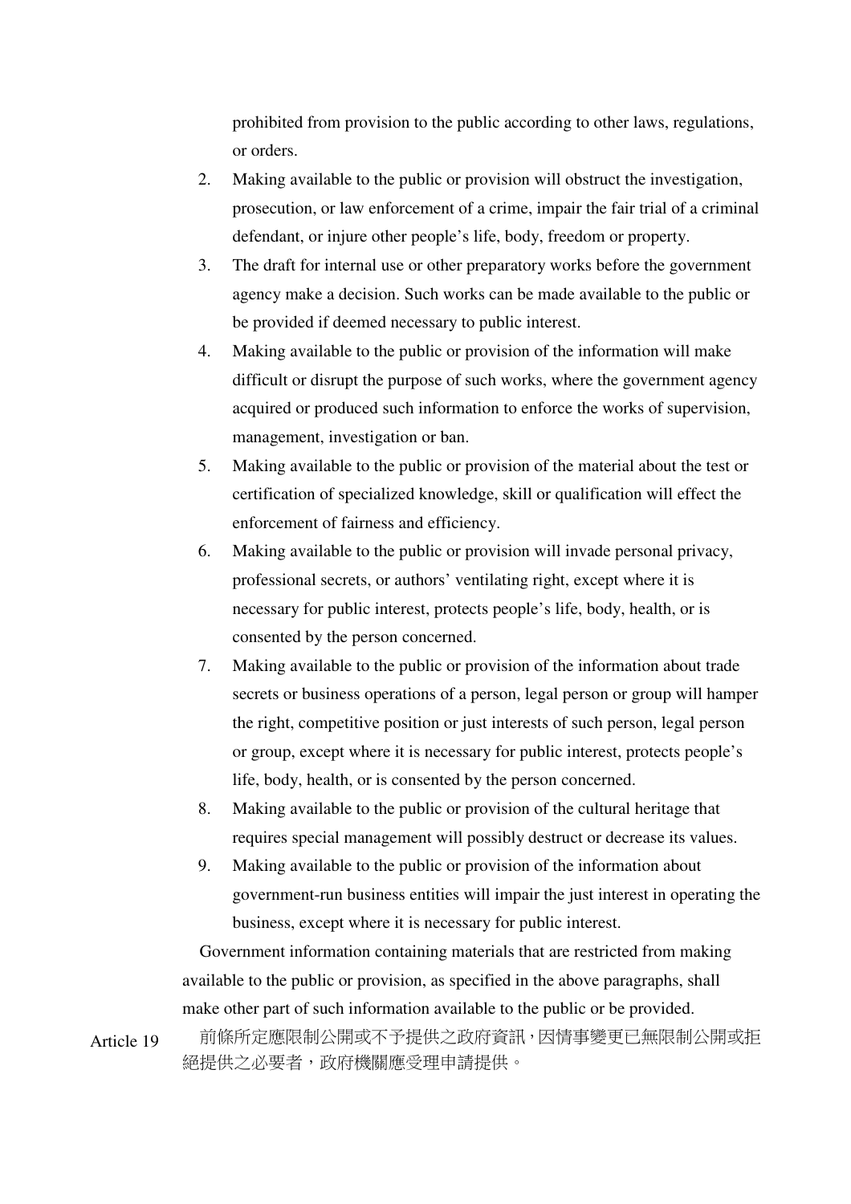prohibited from provision to the public according to other laws, regulations, or orders.

2. Making available to the public or provision will obstruct the investigation, prosecution, or law enforcement of a crime, impair the fair trial of a criminal defendant, or injure other people's life, body, freedom or property.
3. The draft for internal use or other preparatory works before the government agency make a decision. Such works can be made available to the public or be provided if deemed necessary to public interest.
4. Making available to the public or provision of the information will make difficult or disrupt the purpose of such works, where the government agency acquired or produced such information to enforce the works of supervision, management, investigation or ban.
5. Making available to the public or provision of the material about the test or certification of specialized knowledge, skill or qualification will effect the enforcement of fairness and efficiency.
6. Making available to the public or provision will invade personal privacy, professional secrets, or authors' ventilating right, except where it is necessary for public interest, protects people's life, body, health, or is consented by the person concerned.
7. Making available to the public or provision of the information about trade secrets or business operations of a person, legal person or group will hamper the right, competitive position or just interests of such person, legal person or group, except where it is necessary for public interest, protects people's life, body, health, or is consented by the person concerned.
8. Making available to the public or provision of the cultural heritage that requires special management will possibly destruct or decrease its values.
9. Making available to the public or provision of the information about government-run business entities will impair the just interest in operating the business, except where it is necessary for public interest.

Government information containing materials that are restricted from making available to the public or provision, as specified in the above paragraphs, shall make other part of such information available to the public or be provided.

Article 19 前條所定應限制公開或不予提供之政府資訊，因情事變更已無限制公開或拒絕提供之必要者，政府機關應受理申請提供。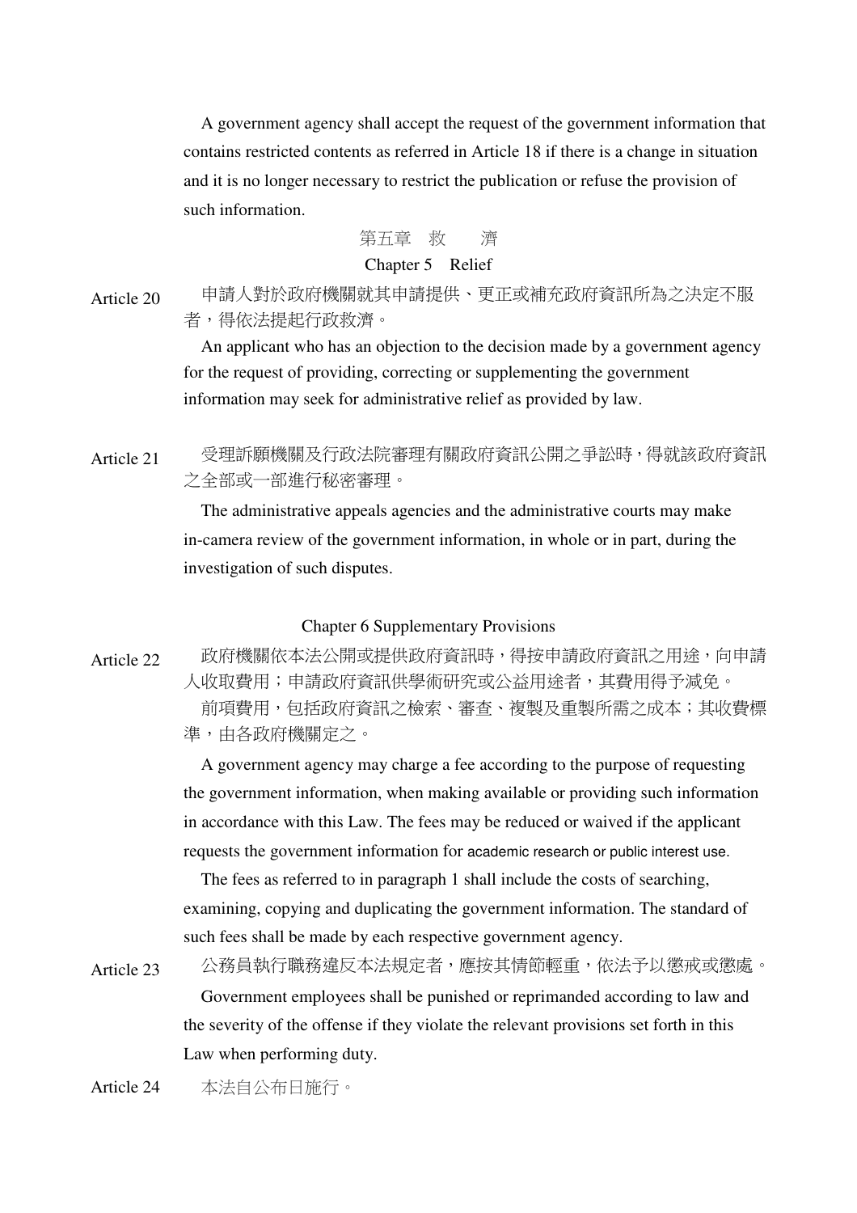A government agency shall accept the request of the government information that contains restricted contents as referred in Article 18 if there is a change in situation and it is no longer necessary to restrict the publication or refuse the provision of such information.

## 第五章　救　　濟

## Chapter 5　Relief

Article 20　申請人對於政府機關就其申請提供、更正或補充政府資訊所為之決定不服者，得依法提起行政救濟。

An applicant who has an objection to the decision made by a government agency for the request of providing, correcting or supplementing the government information may seek for administrative relief as provided by law.

Article 21　受理訴願機關及行政法院審理有關政府資訊公開之爭訟時，得就該政府資訊之全部或一部進行秘密審理。

The administrative appeals agencies and the administrative courts may make in-camera review of the government information, in whole or in part, during the investigation of such disputes.

## Chapter 6 Supplementary Provisions

Article 22　政府機關依本法公開或提供政府資訊時，得按申請政府資訊之用途，向申請人收取費用；申請政府資訊供學術研究或公益用途者，其費用得予減免。

前項費用，包括政府資訊之檢索、審查、複製及重製所需之成本；其收費標準，由各政府機關定之。

A government agency may charge a fee according to the purpose of requesting the government information, when making available or providing such information in accordance with this Law. The fees may be reduced or waived if the applicant requests the government information for academic research or public interest use.

The fees as referred to in paragraph 1 shall include the costs of searching, examining, copying and duplicating the government information. The standard of such fees shall be made by each respective government agency.

Article 23　公務員執行職務違反本法規定者，應按其情節輕重，依法予以懲戒或懲處。

Government employees shall be punished or reprimanded according to law and the severity of the offense if they violate the relevant provisions set forth in this Law when performing duty.

Article 24　本法自公布日施行。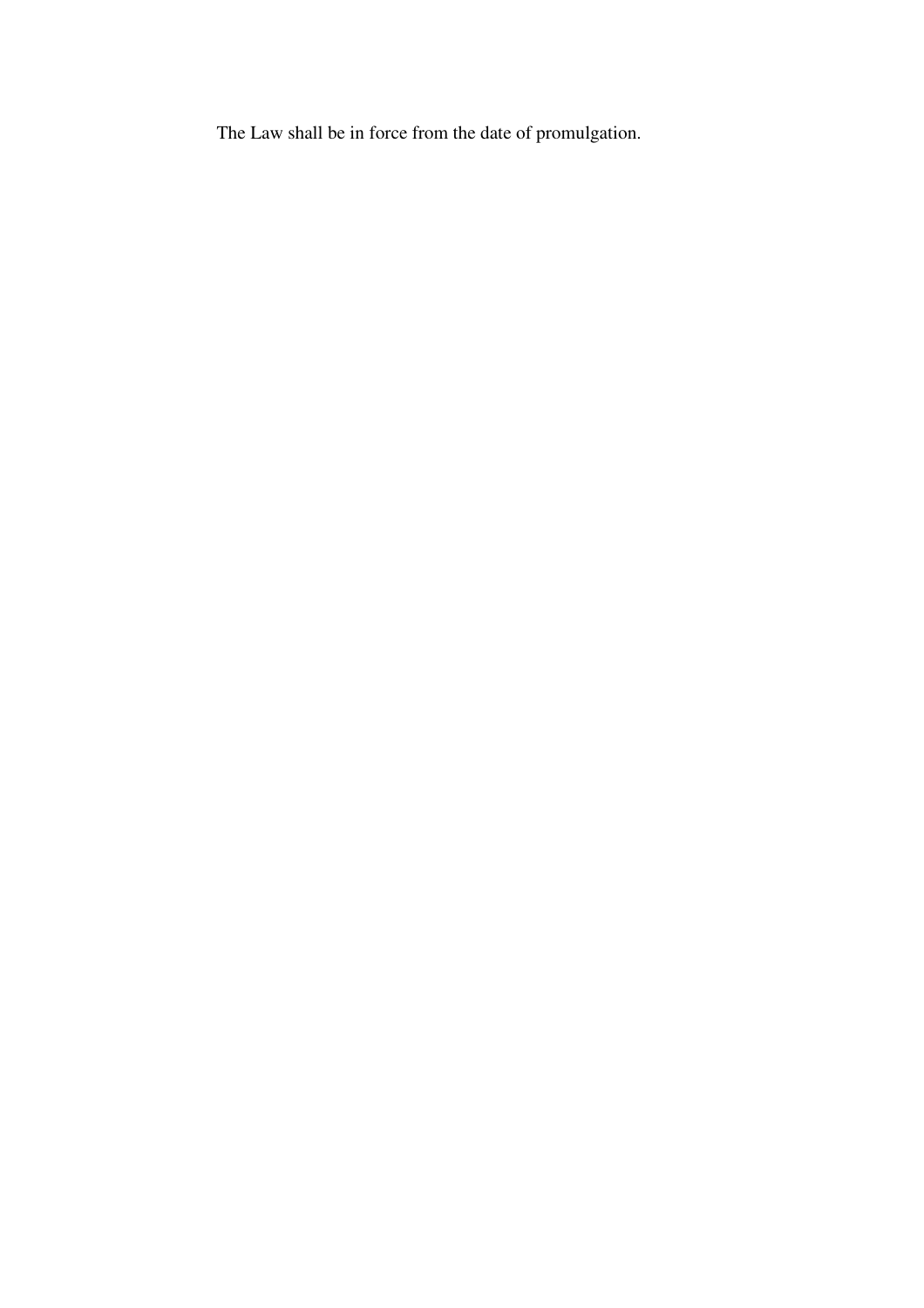The Law shall be in force from the date of promulgation.